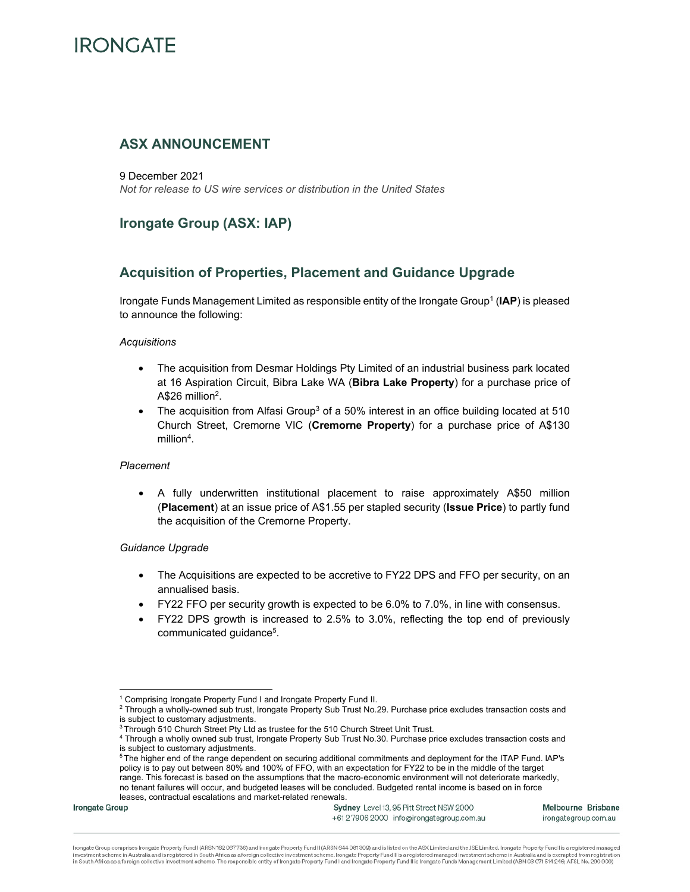# IRONGATE

## ASX ANNOUNCEMENT

9 December 2021

*Not for release to US wire services or distribution in the United States*

## Irongate Group (ASX: IAP)

## Acquisition of Properties, Placement and Guidance Upgrade

Irongate Funds Management Limited as responsible entity of the Irongate Group[1] (**IAP**) is pleased to announce the following:

*Acquisitions*

- The acquisition from Desmar Holdings Pty Limited of an industrial business park located at 16 Aspiration Circuit, Bibra Lake WA (**Bibra Lake Property**) for a purchase price of A$26 million[2].
- The acquisition from Alfasi Group[3] of a 50% interest in an office building located at 510 Church Street, Cremorne VIC (**Cremorne Property**) for a purchase price of A$130 million[4].

*Placement*

- A fully underwritten institutional placement to raise approximately A$50 million (**Placement**) at an issue price of A$1.55 per stapled security (**Issue Price**) to partly fund the acquisition of the Cremorne Property.

*Guidance Upgrade*

- The Acquisitions are expected to be accretive to FY22 DPS and FFO per security, on an annualised basis.
- FY22 FFO per security growth is expected to be 6.0% to 7.0%, in line with consensus.
- FY22 DPS growth is increased to 2.5% to 3.0%, reflecting the top end of previously communicated guidance[5].

---

[1] Comprising Irongate Property Fund I and Irongate Property Fund II.

[2] Through a wholly-owned sub trust, Irongate Property Sub Trust No.29. Purchase price excludes transaction costs and is subject to customary adjustments.

[3] Through 510 Church Street Pty Ltd as trustee for the 510 Church Street Unit Trust.

[4] Through a wholly owned sub trust, Irongate Property Sub Trust No.30. Purchase price excludes transaction costs and is subject to customary adjustments.

[5] The higher end of the range dependent on securing additional commitments and deployment for the ITAP Fund. IAP's policy is to pay out between 80% and 100% of FFO, with an expectation for FY22 to be in the middle of the target range. This forecast is based on the assumptions that the macro-economic environment will not deteriorate markedly, no tenant failures will occur, and budgeted leases will be concluded. Budgeted rental income is based on in force leases, contractual escalations and market-related renewals.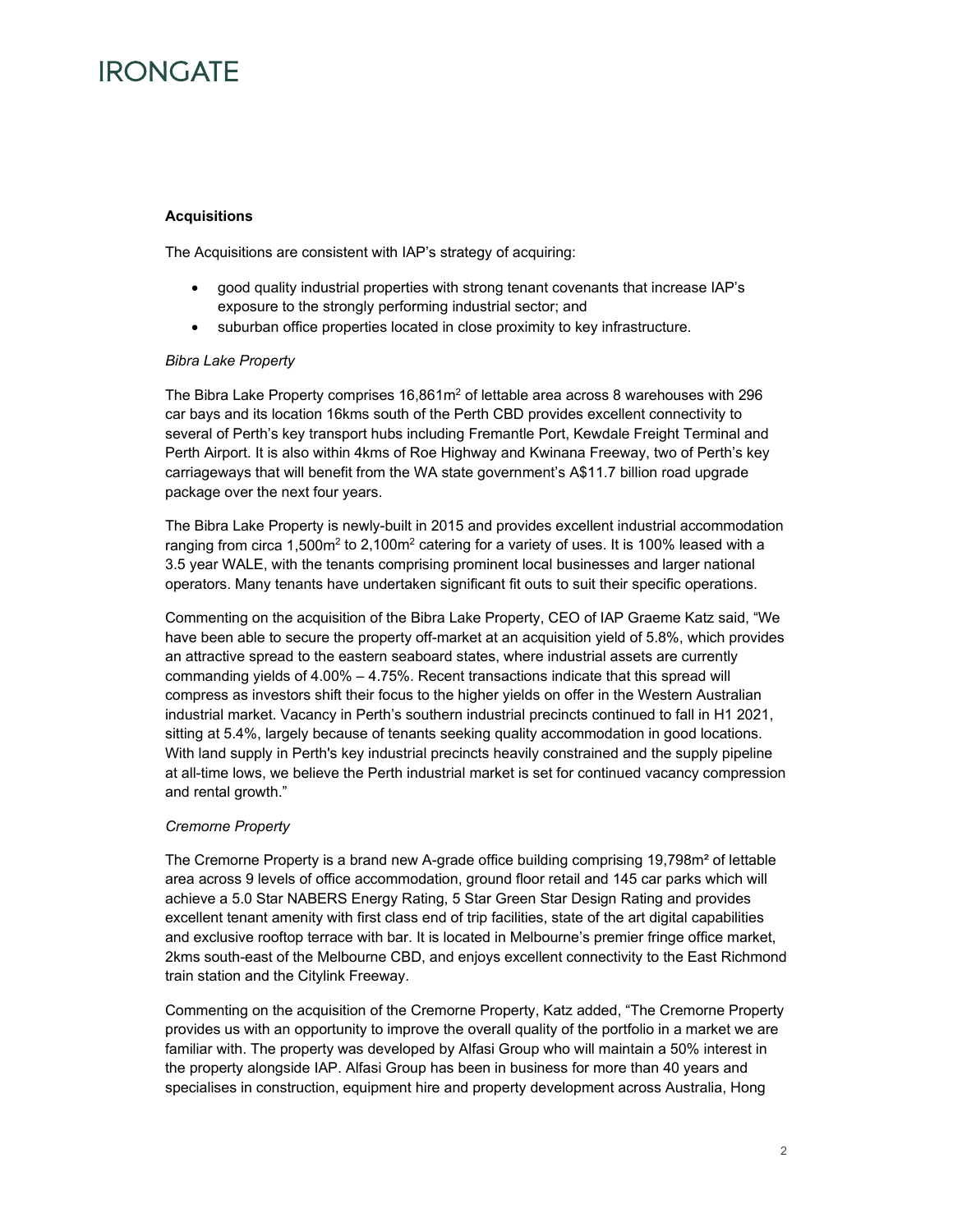**Acquisitions**

The Acquisitions are consistent with IAP's strategy of acquiring:

- good quality industrial properties with strong tenant covenants that increase IAP's exposure to the strongly performing industrial sector; and
- suburban office properties located in close proximity to key infrastructure.

*Bibra Lake Property*

The Bibra Lake Property comprises 16,861m$^2$ of lettable area across 8 warehouses with 296 car bays and its location 16kms south of the Perth CBD provides excellent connectivity to several of Perth's key transport hubs including Fremantle Port, Kewdale Freight Terminal and Perth Airport. It is also within 4kms of Roe Highway and Kwinana Freeway, two of Perth's key carriageways that will benefit from the WA state government's A$11.7 billion road upgrade package over the next four years.

The Bibra Lake Property is newly-built in 2015 and provides excellent industrial accommodation ranging from circa 1,500m$^2$ to 2,100m$^2$ catering for a variety of uses. It is 100% leased with a 3.5 year WALE, with the tenants comprising prominent local businesses and larger national operators. Many tenants have undertaken significant fit outs to suit their specific operations.

Commenting on the acquisition of the Bibra Lake Property, CEO of IAP Graeme Katz said, "We have been able to secure the property off-market at an acquisition yield of 5.8%, which provides an attractive spread to the eastern seaboard states, where industrial assets are currently commanding yields of 4.00% – 4.75%. Recent transactions indicate that this spread will compress as investors shift their focus to the higher yields on offer in the Western Australian industrial market. Vacancy in Perth's southern industrial precincts continued to fall in H1 2021, sitting at 5.4%, largely because of tenants seeking quality accommodation in good locations. With land supply in Perth's key industrial precincts heavily constrained and the supply pipeline at all-time lows, we believe the Perth industrial market is set for continued vacancy compression and rental growth."

*Cremorne Property*

The Cremorne Property is a brand new A-grade office building comprising 19,798m$^2$ of lettable area across 9 levels of office accommodation, ground floor retail and 145 car parks which will achieve a 5.0 Star NABERS Energy Rating, 5 Star Green Star Design Rating and provides excellent tenant amenity with first class end of trip facilities, state of the art digital capabilities and exclusive rooftop terrace with bar. It is located in Melbourne's premier fringe office market, 2kms south-east of the Melbourne CBD, and enjoys excellent connectivity to the East Richmond train station and the Citylink Freeway.

Commenting on the acquisition of the Cremorne Property, Katz added, "The Cremorne Property provides us with an opportunity to improve the overall quality of the portfolio in a market we are familiar with. The property was developed by Alfasi Group who will maintain a 50% interest in the property alongside IAP. Alfasi Group has been in business for more than 40 years and specialises in construction, equipment hire and property development across Australia, Hong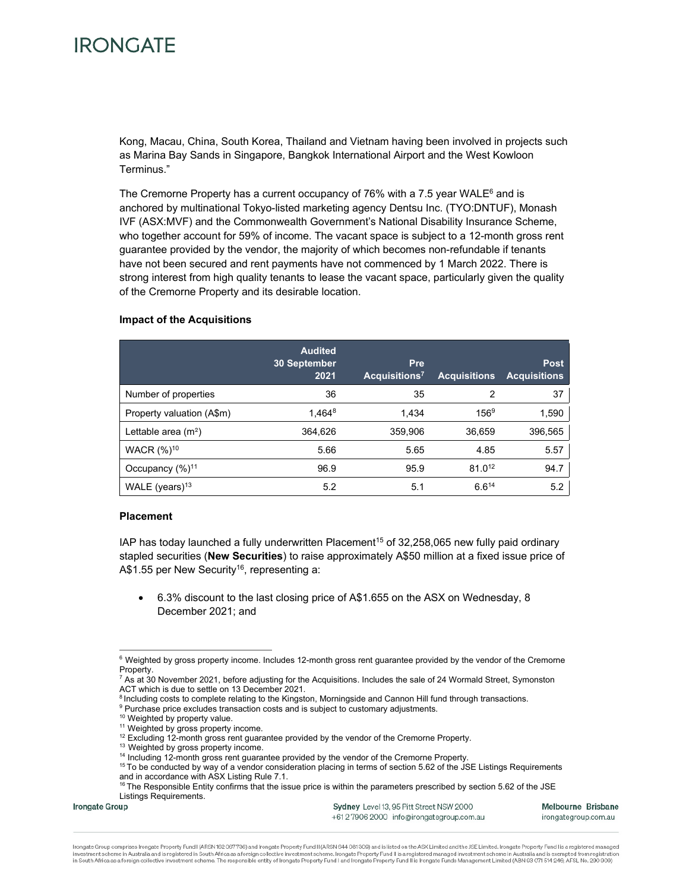Kong, Macau, China, South Korea, Thailand and Vietnam having been involved in projects such as Marina Bay Sands in Singapore, Bangkok International Airport and the West Kowloon Terminus."

The Cremorne Property has a current occupancy of 76% with a 7.5 year WALE[6] and is anchored by multinational Tokyo-listed marketing agency Dentsu Inc. (TYO:DNTUF), Monash IVF (ASX:MVF) and the Commonwealth Government's National Disability Insurance Scheme, who together account for 59% of income. The vacant space is subject to a 12-month gross rent guarantee provided by the vendor, the majority of which becomes non-refundable if tenants have not been secured and rent payments have not commenced by 1 March 2022. There is strong interest from high quality tenants to lease the vacant space, particularly given the quality of the Cremorne Property and its desirable location.

**Impact of the Acquisitions**

| | Audited 30 September 2021 | Pre Acquisitions[7] | Acquisitions | Post Acquisitions |
|---|---|---|---|---|
| Number of properties | 36 | 35 | 2 | 37 |
| Property valuation (A$m) | 1,464[8] | 1,434 | 156[9] | 1,590 |
| Lettable area (m²) | 364,626 | 359,906 | 36,659 | 396,565 |
| WACR (%)[10] | 5.66 | 5.65 | 4.85 | 5.57 |
| Occupancy (%)[11] | 96.9 | 95.9 | 81.0[12] | 94.7 |
| WALE (years)[13] | 5.2 | 5.1 | 6.6[14] | 5.2 |

**Placement**

IAP has today launched a fully underwritten Placement[15] of 32,258,065 new fully paid ordinary stapled securities (**New Securities**) to raise approximately A$50 million at a fixed issue price of A$1.55 per New Security[16], representing a:

- 6.3% discount to the last closing price of A$1.655 on the ASX on Wednesday, 8 December 2021; and

[6] Weighted by gross property income. Includes 12-month gross rent guarantee provided by the vendor of the Cremorne Property.
[7] As at 30 November 2021, before adjusting for the Acquisitions. Includes the sale of 24 Wormald Street, Symonston ACT which is due to settle on 13 December 2021.
[8] Including costs to complete relating to the Kingston, Morningside and Cannon Hill fund through transactions.
[9] Purchase price excludes transaction costs and is subject to customary adjustments.
[10] Weighted by property value.
[11] Weighted by gross property income.
[12] Excluding 12-month gross rent guarantee provided by the vendor of the Cremorne Property.
[13] Weighted by gross property income.
[14] Including 12-month gross rent guarantee provided by the vendor of the Cremorne Property.
[15] To be conducted by way of a vendor consideration placing in terms of section 5.62 of the JSE Listings Requirements and in accordance with ASX Listing Rule 7.1.
[16] The Responsible Entity confirms that the issue price is within the parameters prescribed by section 5.62 of the JSE Listings Requirements.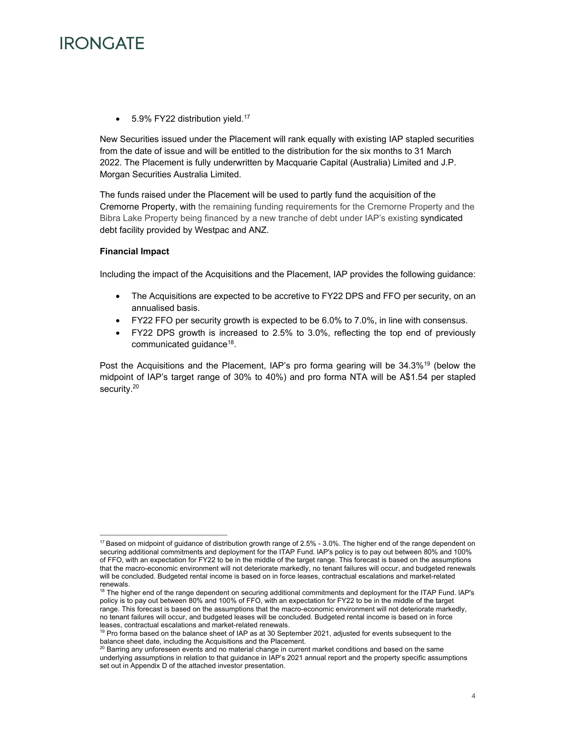- 5.9% FY22 distribution yield.[17]

New Securities issued under the Placement will rank equally with existing IAP stapled securities from the date of issue and will be entitled to the distribution for the six months to 31 March 2022. The Placement is fully underwritten by Macquarie Capital (Australia) Limited and J.P. Morgan Securities Australia Limited.

The funds raised under the Placement will be used to partly fund the acquisition of the Cremorne Property, with the remaining funding requirements for the Cremorne Property and the Bibra Lake Property being financed by a new tranche of debt under IAP's existing syndicated debt facility provided by Westpac and ANZ.

**Financial Impact**

Including the impact of the Acquisitions and the Placement, IAP provides the following guidance:

- The Acquisitions are expected to be accretive to FY22 DPS and FFO per security, on an annualised basis.
- FY22 FFO per security growth is expected to be 6.0% to 7.0%, in line with consensus.
- FY22 DPS growth is increased to 2.5% to 3.0%, reflecting the top end of previously communicated guidance[18].

Post the Acquisitions and the Placement, IAP's pro forma gearing will be 34.3%[19] (below the midpoint of IAP's target range of 30% to 40%) and pro forma NTA will be A$1.54 per stapled security.[20]

---

[17] Based on midpoint of guidance of distribution growth range of 2.5% - 3.0%. The higher end of the range dependent on securing additional commitments and deployment for the ITAP Fund. IAP's policy is to pay out between 80% and 100% of FFO, with an expectation for FY22 to be in the middle of the target range. This forecast is based on the assumptions that the macro-economic environment will not deteriorate markedly, no tenant failures will occur, and budgeted renewals will be concluded. Budgeted rental income is based on in force leases, contractual escalations and market-related renewals.

[18] The higher end of the range dependent on securing additional commitments and deployment for the ITAP Fund. IAP's policy is to pay out between 80% and 100% of FFO, with an expectation for FY22 to be in the middle of the target range. This forecast is based on the assumptions that the macro-economic environment will not deteriorate markedly, no tenant failures will occur, and budgeted leases will be concluded. Budgeted rental income is based on in force leases, contractual escalations and market-related renewals.

[19] Pro forma based on the balance sheet of IAP as at 30 September 2021, adjusted for events subsequent to the balance sheet date, including the Acquisitions and the Placement.

[20] Barring any unforeseen events and no material change in current market conditions and based on the same underlying assumptions in relation to that guidance in IAP's 2021 annual report and the property specific assumptions set out in Appendix D of the attached investor presentation.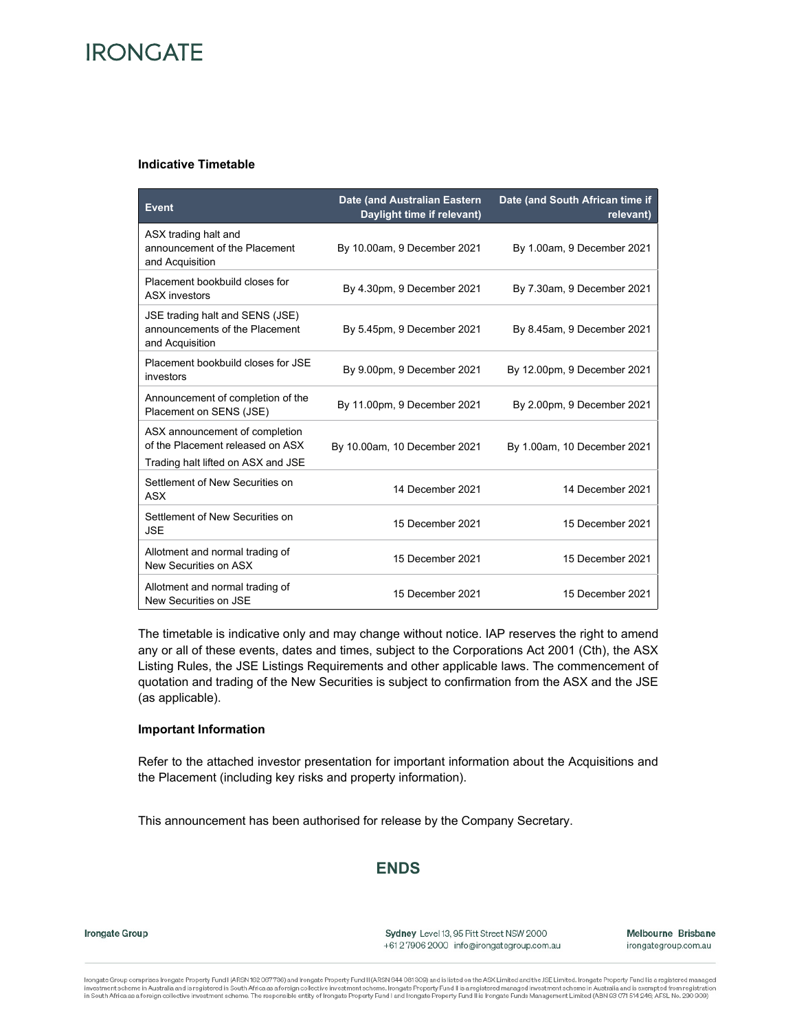**Indicative Timetable**

| Event | Date (and Australian Eastern Daylight time if relevant) | Date (and South African time if relevant) |
|---|---|---|
| ASX trading halt and announcement of the Placement and Acquisition | By 10.00am, 9 December 2021 | By 1.00am, 9 December 2021 |
| Placement bookbuild closes for ASX investors | By 4.30pm, 9 December 2021 | By 7.30am, 9 December 2021 |
| JSE trading halt and SENS (JSE) announcements of the Placement and Acquisition | By 5.45pm, 9 December 2021 | By 8.45am, 9 December 2021 |
| Placement bookbuild closes for JSE investors | By 9.00pm, 9 December 2021 | By 12.00pm, 9 December 2021 |
| Announcement of completion of the Placement on SENS (JSE) | By 11.00pm, 9 December 2021 | By 2.00pm, 9 December 2021 |
| ASX announcement of completion of the Placement released on ASX<br>Trading halt lifted on ASX and JSE | By 10.00am, 10 December 2021 | By 1.00am, 10 December 2021 |
| Settlement of New Securities on ASX | 14 December 2021 | 14 December 2021 |
| Settlement of New Securities on JSE | 15 December 2021 | 15 December 2021 |
| Allotment and normal trading of New Securities on ASX | 15 December 2021 | 15 December 2021 |
| Allotment and normal trading of New Securities on JSE | 15 December 2021 | 15 December 2021 |

The timetable is indicative only and may change without notice. IAP reserves the right to amend any or all of these events, dates and times, subject to the Corporations Act 2001 (Cth), the ASX Listing Rules, the JSE Listings Requirements and other applicable laws. The commencement of quotation and trading of the New Securities is subject to confirmation from the ASX and the JSE (as applicable).

**Important Information**

Refer to the attached investor presentation for important information about the Acquisitions and the Placement (including key risks and property information).

This announcement has been authorised for release by the Company Secretary.

**ENDS**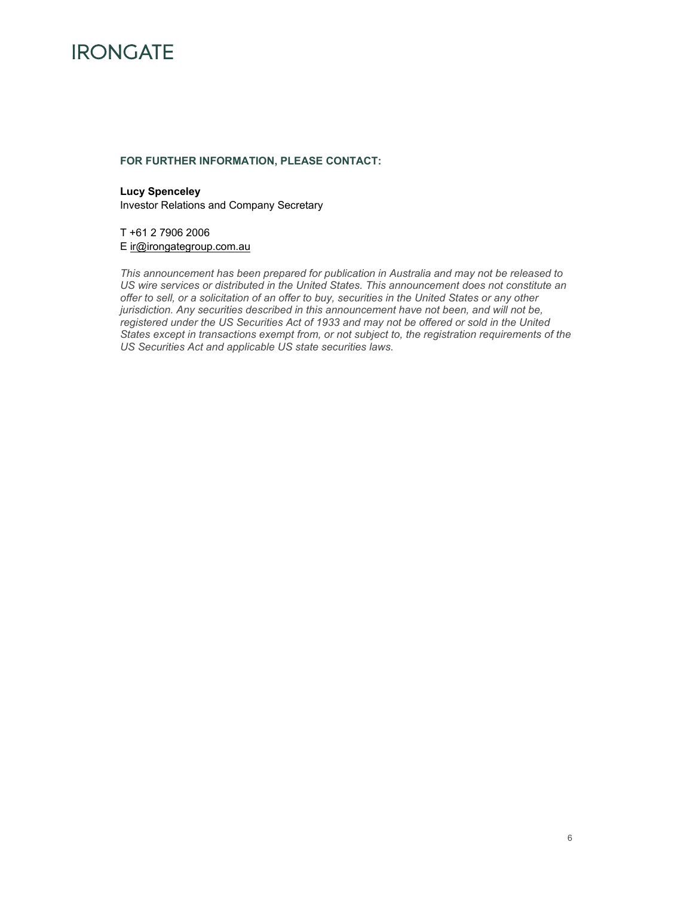**FOR FURTHER INFORMATION, PLEASE CONTACT:**

**Lucy Spenceley**
Investor Relations and Company Secretary

T +61 2 7906 2006
E ir@irongategroup.com.au

*This announcement has been prepared for publication in Australia and may not be released to US wire services or distributed in the United States. This announcement does not constitute an offer to sell, or a solicitation of an offer to buy, securities in the United States or any other jurisdiction. Any securities described in this announcement have not been, and will not be, registered under the US Securities Act of 1933 and may not be offered or sold in the United States except in transactions exempt from, or not subject to, the registration requirements of the US Securities Act and applicable US state securities laws.*